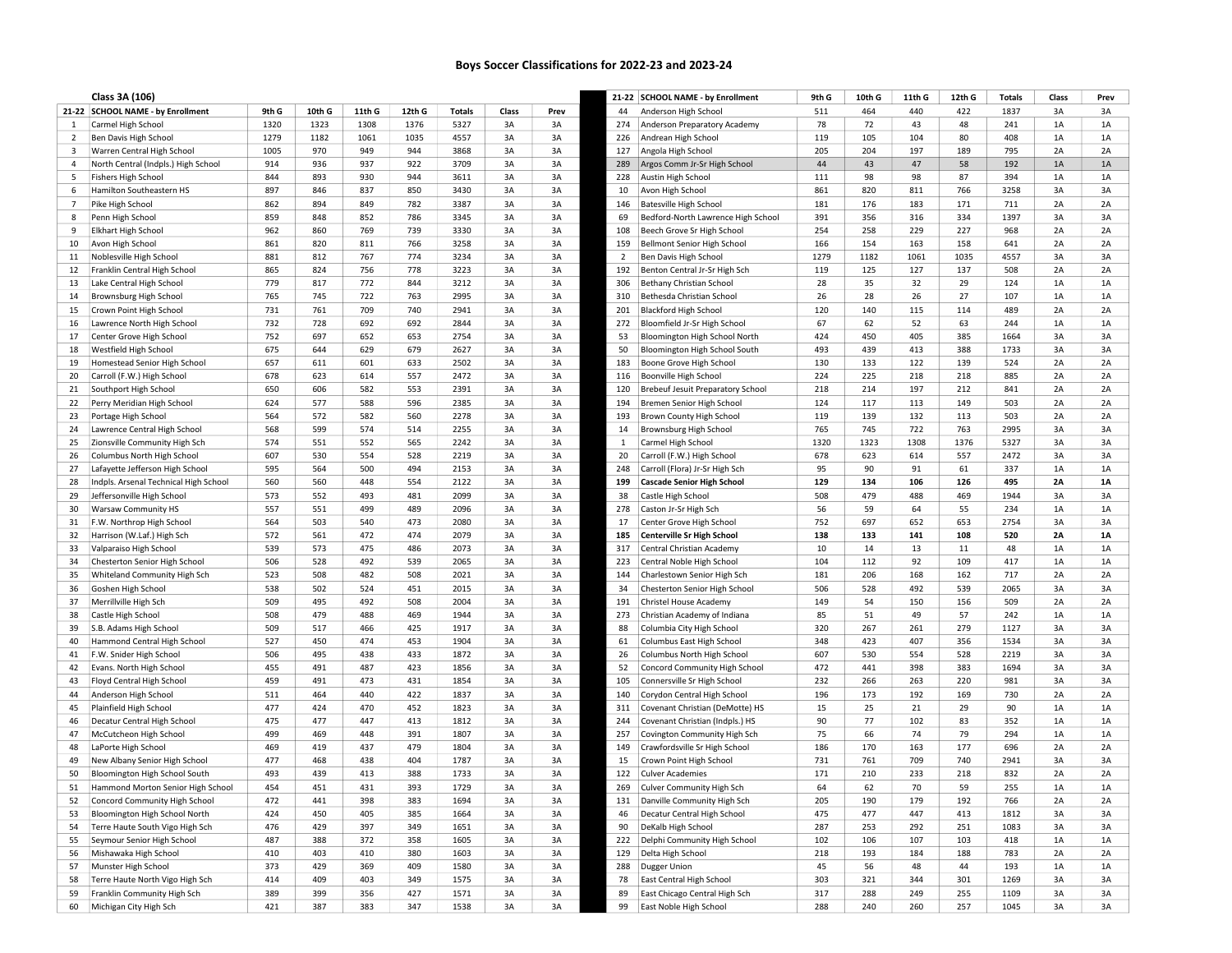# Boys Soccer Classifications for 2022-23 and 2023-24

## Class 3A (106)

| 21-22 | SCHOOL NAME - by Enrollment | 9th G | 10th G | 11th G | 12th G | Totals | Class | Prev |
|---|---|---|---|---|---|---|---|---|
| 1 | Carmel High School | 1320 | 1323 | 1308 | 1376 | 5327 | 3A | 3A |
| 2 | Ben Davis High School | 1279 | 1182 | 1061 | 1035 | 4557 | 3A | 3A |
| 3 | Warren Central High School | 1005 | 970 | 949 | 944 | 3868 | 3A | 3A |
| 4 | North Central (Indpls.) High School | 914 | 936 | 937 | 922 | 3709 | 3A | 3A |
| 5 | Fishers High School | 844 | 893 | 930 | 944 | 3611 | 3A | 3A |
| 6 | Hamilton Southeastern HS | 897 | 846 | 837 | 850 | 3430 | 3A | 3A |
| 7 | Pike High School | 862 | 894 | 849 | 782 | 3387 | 3A | 3A |
| 8 | Penn High School | 859 | 848 | 852 | 786 | 3345 | 3A | 3A |
| 9 | Elkhart High School | 962 | 860 | 769 | 739 | 3330 | 3A | 3A |
| 10 | Avon High School | 861 | 820 | 811 | 766 | 3258 | 3A | 3A |
| 11 | Noblesville High School | 881 | 812 | 767 | 774 | 3234 | 3A | 3A |
| 12 | Franklin Central High School | 865 | 824 | 756 | 778 | 3223 | 3A | 3A |
| 13 | Lake Central High School | 779 | 817 | 772 | 844 | 3212 | 3A | 3A |
| 14 | Brownsburg High School | 765 | 745 | 722 | 763 | 2995 | 3A | 3A |
| 15 | Crown Point High School | 731 | 761 | 709 | 740 | 2941 | 3A | 3A |
| 16 | Lawrence North High School | 732 | 728 | 692 | 692 | 2844 | 3A | 3A |
| 17 | Center Grove High School | 752 | 697 | 652 | 653 | 2754 | 3A | 3A |
| 18 | Westfield High School | 675 | 644 | 629 | 679 | 2627 | 3A | 3A |
| 19 | Homestead Senior High School | 657 | 611 | 601 | 633 | 2502 | 3A | 3A |
| 20 | Carroll (F.W.) High School | 678 | 623 | 614 | 557 | 2472 | 3A | 3A |
| 21 | Southport High School | 650 | 606 | 582 | 553 | 2391 | 3A | 3A |
| 22 | Perry Meridian High School | 624 | 577 | 588 | 596 | 2385 | 3A | 3A |
| 23 | Portage High School | 564 | 572 | 582 | 560 | 2278 | 3A | 3A |
| 24 | Lawrence Central High School | 568 | 599 | 574 | 514 | 2255 | 3A | 3A |
| 25 | Zionsville Community High Sch | 574 | 551 | 552 | 565 | 2242 | 3A | 3A |
| 26 | Columbus North High School | 607 | 530 | 554 | 528 | 2219 | 3A | 3A |
| 27 | Lafayette Jefferson High School | 595 | 564 | 500 | 494 | 2153 | 3A | 3A |
| 28 | Indpls. Arsenal Technical High School | 560 | 560 | 448 | 554 | 2122 | 3A | 3A |
| 29 | Jeffersonville High School | 573 | 552 | 493 | 481 | 2099 | 3A | 3A |
| 30 | Warsaw Community HS | 557 | 551 | 499 | 489 | 2096 | 3A | 3A |
| 31 | F.W. Northrop High School | 564 | 503 | 540 | 473 | 2080 | 3A | 3A |
| 32 | Harrison (W.Laf.) High Sch | 572 | 561 | 472 | 474 | 2079 | 3A | 3A |
| 33 | Valparaiso High School | 539 | 573 | 475 | 486 | 2073 | 3A | 3A |
| 34 | Chesterton Senior High School | 506 | 528 | 492 | 539 | 2065 | 3A | 3A |
| 35 | Whiteland Community High Sch | 523 | 508 | 482 | 508 | 2021 | 3A | 3A |
| 36 | Goshen High School | 538 | 502 | 524 | 451 | 2015 | 3A | 3A |
| 37 | Merrillville High Sch | 509 | 495 | 492 | 508 | 2004 | 3A | 3A |
| 38 | Castle High School | 508 | 479 | 488 | 469 | 1944 | 3A | 3A |
| 39 | S.B. Adams High School | 509 | 517 | 466 | 425 | 1917 | 3A | 3A |
| 40 | Hammond Central High School | 527 | 450 | 474 | 453 | 1904 | 3A | 3A |
| 41 | F.W. Snider High School | 506 | 495 | 438 | 433 | 1872 | 3A | 3A |
| 42 | Evans. North High School | 455 | 491 | 487 | 423 | 1856 | 3A | 3A |
| 43 | Floyd Central High School | 459 | 491 | 473 | 431 | 1854 | 3A | 3A |
| 44 | Anderson High School | 511 | 464 | 440 | 422 | 1837 | 3A | 3A |
| 45 | Plainfield High School | 477 | 424 | 470 | 452 | 1823 | 3A | 3A |
| 46 | Decatur Central High School | 475 | 477 | 447 | 413 | 1812 | 3A | 3A |
| 47 | McCutcheon High School | 499 | 469 | 448 | 391 | 1807 | 3A | 3A |
| 48 | LaPorte High School | 469 | 419 | 437 | 479 | 1804 | 3A | 3A |
| 49 | New Albany Senior High School | 477 | 468 | 438 | 404 | 1787 | 3A | 3A |
| 50 | Bloomington High School South | 493 | 439 | 413 | 388 | 1733 | 3A | 3A |
| 51 | Hammond Morton Senior High School | 454 | 451 | 431 | 393 | 1729 | 3A | 3A |
| 52 | Concord Community High School | 472 | 441 | 398 | 383 | 1694 | 3A | 3A |
| 53 | Bloomington High School North | 424 | 450 | 405 | 385 | 1664 | 3A | 3A |
| 54 | Terre Haute South Vigo High Sch | 476 | 429 | 397 | 349 | 1651 | 3A | 3A |
| 55 | Seymour Senior High School | 487 | 388 | 372 | 358 | 1605 | 3A | 3A |
| 56 | Mishawaka High School | 410 | 403 | 410 | 380 | 1603 | 3A | 3A |
| 57 | Munster High School | 373 | 429 | 369 | 409 | 1580 | 3A | 3A |
| 58 | Terre Haute North Vigo High Sch | 414 | 409 | 403 | 349 | 1575 | 3A | 3A |
| 59 | Franklin Community High Sch | 389 | 399 | 356 | 427 | 1571 | 3A | 3A |
| 60 | Michigan City High Sch | 421 | 387 | 383 | 347 | 1538 | 3A | 3A |

| 21-22 | SCHOOL NAME - by Enrollment | 9th G | 10th G | 11th G | 12th G | Totals | Class | Prev |
|---|---|---|---|---|---|---|---|---|
| 44 | Anderson High School | 511 | 464 | 440 | 422 | 1837 | 3A | 3A |
| 274 | Anderson Preparatory Academy | 78 | 72 | 43 | 48 | 241 | 1A | 1A |
| 226 | Andrean High School | 119 | 105 | 104 | 80 | 408 | 1A | 1A |
| 127 | Angola High School | 205 | 204 | 197 | 189 | 795 | 2A | 2A |
| 289 | Argos Comm Jr-Sr High School | 44 | 43 | 47 | 58 | 192 | 1A | 1A |
| 228 | Austin High School | 111 | 98 | 98 | 87 | 394 | 1A | 1A |
| 10 | Avon High School | 861 | 820 | 811 | 766 | 3258 | 3A | 3A |
| 146 | Batesville High School | 181 | 176 | 183 | 171 | 711 | 2A | 2A |
| 69 | Bedford-North Lawrence High School | 391 | 356 | 316 | 334 | 1397 | 3A | 3A |
| 108 | Beech Grove Sr High School | 254 | 258 | 229 | 227 | 968 | 2A | 2A |
| 159 | Bellmont Senior High School | 166 | 154 | 163 | 158 | 641 | 2A | 2A |
| 2 | Ben Davis High School | 1279 | 1182 | 1061 | 1035 | 4557 | 3A | 3A |
| 192 | Benton Central Jr-Sr High Sch | 119 | 125 | 127 | 137 | 508 | 2A | 2A |
| 306 | Bethany Christian School | 28 | 35 | 32 | 29 | 124 | 1A | 1A |
| 310 | Bethesda Christian School | 26 | 28 | 26 | 27 | 107 | 1A | 1A |
| 201 | Blackford High School | 120 | 140 | 115 | 114 | 489 | 2A | 2A |
| 272 | Bloomfield Jr-Sr High School | 67 | 62 | 52 | 63 | 244 | 1A | 1A |
| 53 | Bloomington High School North | 424 | 450 | 405 | 385 | 1664 | 3A | 3A |
| 50 | Bloomington High School South | 493 | 439 | 413 | 388 | 1733 | 3A | 3A |
| 183 | Boone Grove High School | 130 | 133 | 122 | 139 | 524 | 2A | 2A |
| 116 | Boonville High School | 224 | 225 | 218 | 218 | 885 | 2A | 2A |
| 120 | Brebeuf Jesuit Preparatory School | 218 | 214 | 197 | 212 | 841 | 2A | 2A |
| 194 | Bremen Senior High School | 124 | 117 | 113 | 149 | 503 | 2A | 2A |
| 193 | Brown County High School | 119 | 139 | 132 | 113 | 503 | 2A | 2A |
| 14 | Brownsburg High School | 765 | 745 | 722 | 763 | 2995 | 3A | 3A |
| 1 | Carmel High School | 1320 | 1323 | 1308 | 1376 | 5327 | 3A | 3A |
| 20 | Carroll (F.W.) High School | 678 | 623 | 614 | 557 | 2472 | 3A | 3A |
| 248 | Carroll (Flora) Jr-Sr High Sch | 95 | 90 | 91 | 61 | 337 | 1A | 1A |
| **199** | **Cascade Senior High School** | **129** | **134** | **106** | **126** | **495** | **2A** | **1A** |
| 38 | Castle High School | 508 | 479 | 488 | 469 | 1944 | 3A | 3A |
| 278 | Caston Jr-Sr High Sch | 56 | 59 | 64 | 55 | 234 | 1A | 1A |
| 17 | Center Grove High School | 752 | 697 | 652 | 653 | 2754 | 3A | 3A |
| **185** | **Centerville Sr High School** | **138** | **133** | **141** | **108** | **520** | **2A** | **1A** |
| 317 | Central Christian Academy | 10 | 14 | 13 | 11 | 48 | 1A | 1A |
| 223 | Central Noble High School | 104 | 112 | 92 | 109 | 417 | 1A | 1A |
| 144 | Charlestown Senior High Sch | 181 | 206 | 168 | 162 | 717 | 2A | 2A |
| 34 | Chesterton Senior High School | 506 | 528 | 492 | 539 | 2065 | 3A | 3A |
| 191 | Christel House Academy | 149 | 54 | 150 | 156 | 509 | 2A | 2A |
| 273 | Christian Academy of Indiana | 85 | 51 | 49 | 57 | 242 | 1A | 1A |
| 88 | Columbia City High School | 320 | 267 | 261 | 279 | 1127 | 3A | 3A |
| 61 | Columbus East High School | 348 | 423 | 407 | 356 | 1534 | 3A | 3A |
| 26 | Columbus North High School | 607 | 530 | 554 | 528 | 2219 | 3A | 3A |
| 52 | Concord Community High School | 472 | 441 | 398 | 383 | 1694 | 3A | 3A |
| 105 | Connersville Sr High School | 232 | 266 | 263 | 220 | 981 | 3A | 3A |
| 140 | Corydon Central High School | 196 | 173 | 192 | 169 | 730 | 2A | 2A |
| 311 | Covenant Christian (DeMotte) HS | 15 | 25 | 21 | 29 | 90 | 1A | 1A |
| 244 | Covenant Christian (Indpls.) HS | 90 | 77 | 102 | 83 | 352 | 1A | 1A |
| 257 | Covington Community High Sch | 75 | 66 | 74 | 79 | 294 | 1A | 1A |
| 149 | Crawfordsville Sr High School | 186 | 170 | 163 | 177 | 696 | 2A | 2A |
| 15 | Crown Point High School | 731 | 761 | 709 | 740 | 2941 | 3A | 3A |
| 122 | Culver Academies | 171 | 210 | 233 | 218 | 832 | 2A | 2A |
| 269 | Culver Community High Sch | 64 | 62 | 70 | 59 | 255 | 1A | 1A |
| 131 | Danville Community High Sch | 205 | 190 | 179 | 192 | 766 | 2A | 2A |
| 46 | Decatur Central High School | 475 | 477 | 447 | 413 | 1812 | 3A | 3A |
| 90 | DeKalb High School | 287 | 253 | 292 | 251 | 1083 | 3A | 3A |
| 222 | Delphi Community High School | 102 | 106 | 107 | 103 | 418 | 1A | 1A |
| 129 | Delta High School | 218 | 193 | 184 | 188 | 783 | 2A | 2A |
| 288 | Dugger Union | 45 | 56 | 48 | 44 | 193 | 1A | 1A |
| 78 | East Central High School | 303 | 321 | 344 | 301 | 1269 | 3A | 3A |
| 89 | East Chicago Central High Sch | 317 | 288 | 249 | 255 | 1109 | 3A | 3A |
| 99 | East Noble High School | 288 | 240 | 260 | 257 | 1045 | 3A | 3A |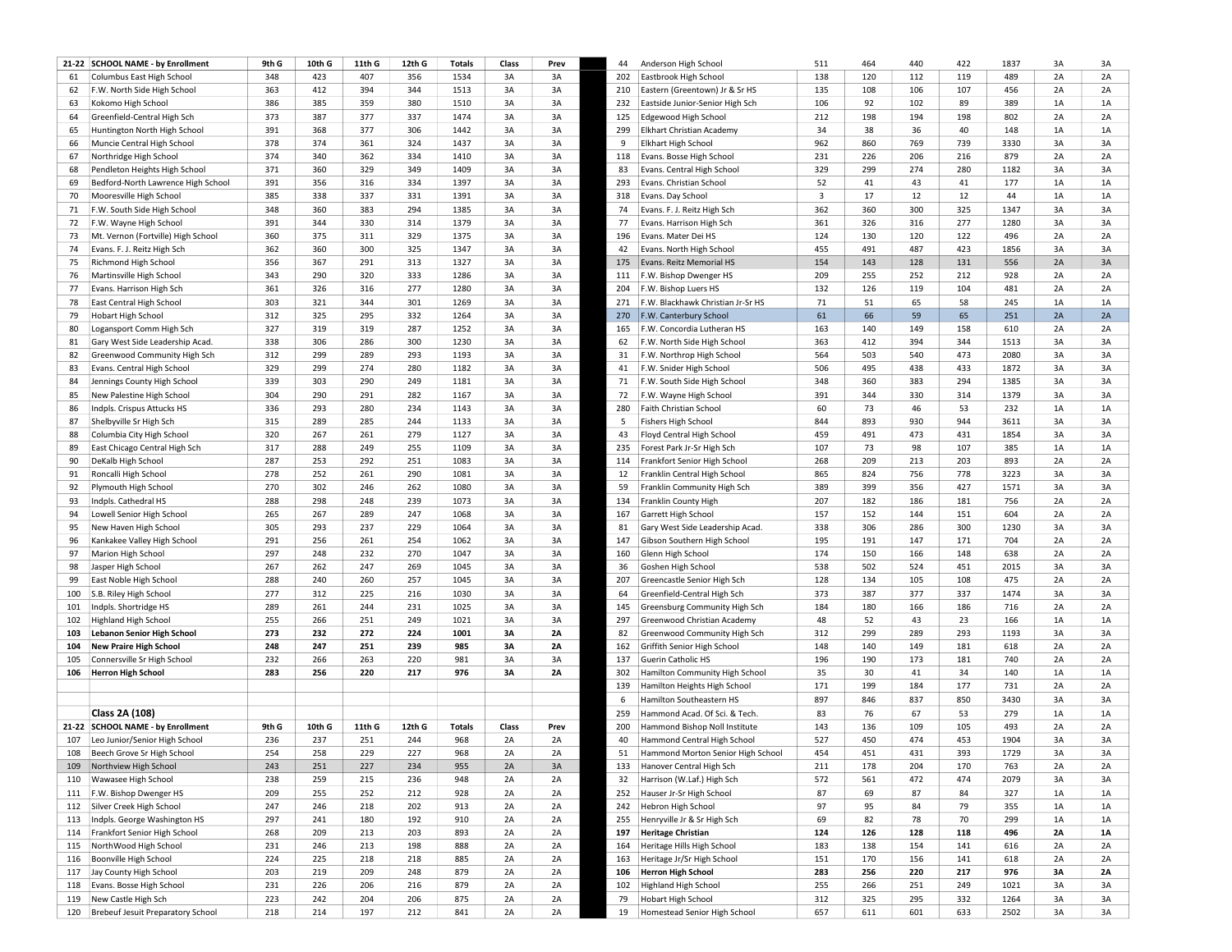| 21-22 | SCHOOL NAME - by Enrollment | 9th G | 10th G | 11th G | 12th G | Totals | Class | Prev |
|---|---|---|---|---|---|---|---|---|
| 61 | Columbus East High School | 348 | 423 | 407 | 356 | 1534 | 3A | 3A |
| 62 | F.W. North Side High School | 363 | 412 | 394 | 344 | 1513 | 3A | 3A |
| 63 | Kokomo High School | 386 | 385 | 359 | 380 | 1510 | 3A | 3A |
| 64 | Greenfield-Central High Sch | 373 | 387 | 377 | 337 | 1474 | 3A | 3A |
| 65 | Huntington North High School | 391 | 368 | 377 | 306 | 1442 | 3A | 3A |
| 66 | Muncie Central High School | 378 | 374 | 361 | 324 | 1437 | 3A | 3A |
| 67 | Northridge High School | 374 | 340 | 362 | 334 | 1410 | 3A | 3A |
| 68 | Pendleton Heights High School | 371 | 360 | 329 | 349 | 1409 | 3A | 3A |
| 69 | Bedford-North Lawrence High School | 391 | 356 | 316 | 334 | 1397 | 3A | 3A |
| 70 | Mooresville High School | 385 | 338 | 337 | 331 | 1391 | 3A | 3A |
| 71 | F.W. South Side High School | 348 | 360 | 383 | 294 | 1385 | 3A | 3A |
| 72 | F.W. Wayne High School | 391 | 344 | 330 | 314 | 1379 | 3A | 3A |
| 73 | Mt. Vernon (Fortville) High School | 360 | 375 | 311 | 329 | 1375 | 3A | 3A |
| 74 | Evans. F. J. Reitz High Sch | 362 | 360 | 300 | 325 | 1347 | 3A | 3A |
| 75 | Richmond High School | 356 | 367 | 291 | 313 | 1327 | 3A | 3A |
| 76 | Martinsville High School | 343 | 290 | 320 | 333 | 1286 | 3A | 3A |
| 77 | Evans. Harrison High Sch | 361 | 326 | 316 | 277 | 1280 | 3A | 3A |
| 78 | East Central High School | 303 | 321 | 344 | 301 | 1269 | 3A | 3A |
| 79 | Hobart High School | 312 | 325 | 295 | 332 | 1264 | 3A | 3A |
| 80 | Logansport Comm High Sch | 327 | 319 | 319 | 287 | 1252 | 3A | 3A |
| 81 | Gary West Side Leadership Acad. | 338 | 306 | 286 | 300 | 1230 | 3A | 3A |
| 82 | Greenwood Community High Sch | 312 | 299 | 289 | 293 | 1193 | 3A | 3A |
| 83 | Evans. Central High School | 329 | 299 | 274 | 280 | 1182 | 3A | 3A |
| 84 | Jennings County High School | 339 | 303 | 290 | 249 | 1181 | 3A | 3A |
| 85 | New Palestine High School | 304 | 290 | 291 | 282 | 1167 | 3A | 3A |
| 86 | Indpls. Crispus Attucks HS | 336 | 293 | 280 | 234 | 1143 | 3A | 3A |
| 87 | Shelbyville Sr High Sch | 315 | 289 | 285 | 244 | 1133 | 3A | 3A |
| 88 | Columbia City High School | 320 | 267 | 261 | 279 | 1127 | 3A | 3A |
| 89 | East Chicago Central High Sch | 317 | 288 | 249 | 255 | 1109 | 3A | 3A |
| 90 | DeKalb High School | 287 | 253 | 292 | 251 | 1083 | 3A | 3A |
| 91 | Roncalli High School | 278 | 252 | 261 | 290 | 1081 | 3A | 3A |
| 92 | Plymouth High School | 270 | 302 | 246 | 262 | 1080 | 3A | 3A |
| 93 | Indpls. Cathedral HS | 288 | 298 | 248 | 239 | 1073 | 3A | 3A |
| 94 | Lowell Senior High School | 265 | 267 | 289 | 247 | 1068 | 3A | 3A |
| 95 | New Haven High School | 305 | 293 | 237 | 229 | 1064 | 3A | 3A |
| 96 | Kankakee Valley High School | 291 | 256 | 261 | 254 | 1062 | 3A | 3A |
| 97 | Marion High School | 297 | 248 | 232 | 270 | 1047 | 3A | 3A |
| 98 | Jasper High School | 267 | 262 | 247 | 269 | 1045 | 3A | 3A |
| 99 | East Noble High School | 288 | 240 | 260 | 257 | 1045 | 3A | 3A |
| 100 | S.B. Riley High School | 277 | 312 | 225 | 216 | 1030 | 3A | 3A |
| 101 | Indpls. Shortridge HS | 289 | 261 | 244 | 231 | 1025 | 3A | 3A |
| 102 | Highland High School | 255 | 266 | 251 | 249 | 1021 | 3A | 3A |
| **103** | **Lebanon Senior High School** | **273** | **232** | **272** | **224** | **1001** | **3A** | **2A** |
| **104** | **New Praire High School** | **248** | **247** | **251** | **239** | **985** | **3A** | **2A** |
| 105 | Connersville Sr High School | 232 | 266 | 263 | 220 | 981 | 3A | 3A |
| **106** | **Herron High School** | **283** | **256** | **220** | **217** | **976** | **3A** | **2A** |

### Class 2A (108)

| 21-22 | SCHOOL NAME - by Enrollment | 9th G | 10th G | 11th G | 12th G | Totals | Class | Prev |
|---|---|---|---|---|---|---|---|---|
| 107 | Leo Junior/Senior High School | 236 | 237 | 251 | 244 | 968 | 2A | 2A |
| 108 | Beech Grove Sr High School | 254 | 258 | 229 | 227 | 968 | 2A | 2A |
| 109 | Northview High School | 243 | 251 | 227 | 234 | 955 | 2A | 3A |
| 110 | Wawasee High School | 238 | 259 | 215 | 236 | 948 | 2A | 2A |
| 111 | F.W. Bishop Dwenger HS | 209 | 255 | 252 | 212 | 928 | 2A | 2A |
| 112 | Silver Creek High School | 247 | 246 | 218 | 202 | 913 | 2A | 2A |
| 113 | Indpls. George Washington HS | 297 | 241 | 180 | 192 | 910 | 2A | 2A |
| 114 | Frankfort Senior High School | 268 | 209 | 213 | 203 | 893 | 2A | 2A |
| 115 | NorthWood High School | 231 | 246 | 213 | 198 | 888 | 2A | 2A |
| 116 | Boonville High School | 224 | 225 | 218 | 218 | 885 | 2A | 2A |
| 117 | Jay County High School | 203 | 219 | 209 | 248 | 879 | 2A | 2A |
| 118 | Evans. Bosse High School | 231 | 226 | 206 | 216 | 879 | 2A | 2A |
| 119 | New Castle High Sch | 223 | 242 | 204 | 206 | 875 | 2A | 2A |
| 120 | Brebeuf Jesuit Preparatory School | 218 | 214 | 197 | 212 | 841 | 2A | 2A |

| # | SCHOOL NAME | 9th G | 10th G | 11th G | 12th G | Totals | Class | Prev |
|---|---|---|---|---|---|---|---|---|
| 44 | Anderson High School | 511 | 464 | 440 | 422 | 1837 | 3A | 3A |
| 202 | Eastbrook High School | 138 | 120 | 112 | 119 | 489 | 2A | 2A |
| 210 | Eastern (Greentown) Jr & Sr HS | 135 | 108 | 106 | 107 | 456 | 2A | 2A |
| 232 | Eastside Junior-Senior High Sch | 106 | 92 | 102 | 89 | 389 | 1A | 1A |
| 125 | Edgewood High School | 212 | 198 | 194 | 198 | 802 | 2A | 2A |
| 299 | Elkhart Christian Academy | 34 | 38 | 36 | 40 | 148 | 1A | 1A |
| 9 | Elkhart High School | 962 | 860 | 769 | 739 | 3330 | 3A | 3A |
| 118 | Evans. Bosse High School | 231 | 226 | 206 | 216 | 879 | 2A | 2A |
| 83 | Evans. Central High School | 329 | 299 | 274 | 280 | 1182 | 3A | 3A |
| 293 | Evans. Christian School | 52 | 41 | 43 | 41 | 177 | 1A | 1A |
| 318 | Evans. Day School | 3 | 17 | 12 | 12 | 44 | 1A | 1A |
| 74 | Evans. F. J. Reitz High Sch | 362 | 360 | 300 | 325 | 1347 | 3A | 3A |
| 77 | Evans. Harrison High Sch | 361 | 326 | 316 | 277 | 1280 | 3A | 3A |
| 196 | Evans. Mater Dei HS | 124 | 130 | 120 | 122 | 496 | 2A | 2A |
| 42 | Evans. North High School | 455 | 491 | 487 | 423 | 1856 | 3A | 3A |
| 175 | Evans. Reitz Memorial HS | 154 | 143 | 128 | 131 | 556 | 2A | 3A |
| 111 | F.W. Bishop Dwenger HS | 209 | 255 | 252 | 212 | 928 | 2A | 2A |
| 204 | F.W. Bishop Luers HS | 132 | 126 | 119 | 104 | 481 | 2A | 2A |
| 271 | F.W. Blackhawk Christian Jr-Sr HS | 71 | 51 | 65 | 58 | 245 | 1A | 1A |
| 270 | F.W. Canterbury School | 61 | 66 | 59 | 65 | 251 | 2A | 2A |
| 165 | F.W. Concordia Lutheran HS | 163 | 140 | 149 | 158 | 610 | 2A | 2A |
| 62 | F.W. North Side High School | 363 | 412 | 394 | 344 | 1513 | 3A | 3A |
| 31 | F.W. Northrop High School | 564 | 503 | 540 | 473 | 2080 | 3A | 3A |
| 41 | F.W. Snider High School | 506 | 495 | 438 | 433 | 1872 | 3A | 3A |
| 71 | F.W. South Side High School | 348 | 360 | 383 | 294 | 1385 | 3A | 3A |
| 72 | F.W. Wayne High School | 391 | 344 | 330 | 314 | 1379 | 3A | 3A |
| 280 | Faith Christian School | 60 | 73 | 46 | 53 | 232 | 1A | 1A |
| 5 | Fishers High School | 844 | 893 | 930 | 944 | 3611 | 3A | 3A |
| 43 | Floyd Central High School | 459 | 491 | 473 | 431 | 1854 | 3A | 3A |
| 235 | Forest Park Jr-Sr High Sch | 107 | 73 | 98 | 107 | 385 | 1A | 1A |
| 114 | Frankfort Senior High School | 268 | 209 | 213 | 203 | 893 | 2A | 2A |
| 12 | Franklin Central High School | 865 | 824 | 756 | 778 | 3223 | 3A | 3A |
| 59 | Franklin Community High Sch | 389 | 399 | 356 | 427 | 1571 | 3A | 3A |
| 134 | Franklin County High | 207 | 182 | 186 | 181 | 756 | 2A | 2A |
| 167 | Garrett High School | 157 | 152 | 144 | 151 | 604 | 2A | 2A |
| 81 | Gary West Side Leadership Acad. | 338 | 306 | 286 | 300 | 1230 | 3A | 3A |
| 147 | Gibson Southern High School | 195 | 191 | 147 | 171 | 704 | 2A | 2A |
| 160 | Glenn High School | 174 | 150 | 166 | 148 | 638 | 2A | 2A |
| 36 | Goshen High School | 538 | 502 | 524 | 451 | 2015 | 3A | 3A |
| 207 | Greencastle Senior High Sch | 128 | 134 | 105 | 108 | 475 | 2A | 2A |
| 64 | Greenfield-Central High Sch | 373 | 387 | 377 | 337 | 1474 | 3A | 3A |
| 145 | Greensburg Community High Sch | 184 | 180 | 166 | 186 | 716 | 2A | 2A |
| 297 | Greenwood Christian Academy | 48 | 52 | 43 | 23 | 166 | 1A | 1A |
| 82 | Greenwood Community High Sch | 312 | 299 | 289 | 293 | 1193 | 3A | 3A |
| 162 | Griffith Senior High School | 148 | 140 | 149 | 181 | 618 | 2A | 2A |
| 137 | Guerin Catholic HS | 196 | 190 | 173 | 181 | 740 | 2A | 2A |
| 302 | Hamilton Community High School | 35 | 30 | 41 | 34 | 140 | 1A | 1A |
| 139 | Hamilton Heights High School | 171 | 199 | 184 | 177 | 731 | 2A | 2A |
| 6 | Hamilton Southeastern HS | 897 | 846 | 837 | 850 | 3430 | 3A | 3A |
| 259 | Hammond Acad. Of Sci. & Tech. | 83 | 76 | 67 | 53 | 279 | 1A | 1A |
| 200 | Hammond Bishop Noll Institute | 143 | 136 | 109 | 105 | 493 | 2A | 2A |
| 40 | Hammond Central High School | 527 | 450 | 474 | 453 | 1904 | 3A | 3A |
| 51 | Hammond Morton Senior High School | 454 | 451 | 431 | 393 | 1729 | 3A | 3A |
| 133 | Hanover Central High Sch | 211 | 178 | 204 | 170 | 763 | 2A | 2A |
| 32 | Harrison (W.Laf.) High Sch | 572 | 561 | 472 | 474 | 2079 | 3A | 3A |
| 252 | Hauser Jr-Sr High School | 87 | 69 | 87 | 84 | 327 | 1A | 1A |
| 242 | Hebron High School | 97 | 95 | 84 | 79 | 355 | 1A | 1A |
| 255 | Henryville Jr & Sr High Sch | 69 | 82 | 78 | 70 | 299 | 1A | 1A |
| **197** | **Heritage Christian** | **124** | **126** | **128** | **118** | **496** | **2A** | **1A** |
| 164 | Heritage Hills High School | 183 | 138 | 154 | 141 | 616 | 2A | 2A |
| 163 | Heritage Jr/Sr High School | 151 | 170 | 156 | 141 | 618 | 2A | 2A |
| **106** | **Herron High School** | **283** | **256** | **220** | **217** | **976** | **3A** | **2A** |
| 102 | Highland High School | 255 | 266 | 251 | 249 | 1021 | 3A | 3A |
| 79 | Hobart High School | 312 | 325 | 295 | 332 | 1264 | 3A | 3A |
| 19 | Homestead Senior High School | 657 | 611 | 601 | 633 | 2502 | 3A | 3A |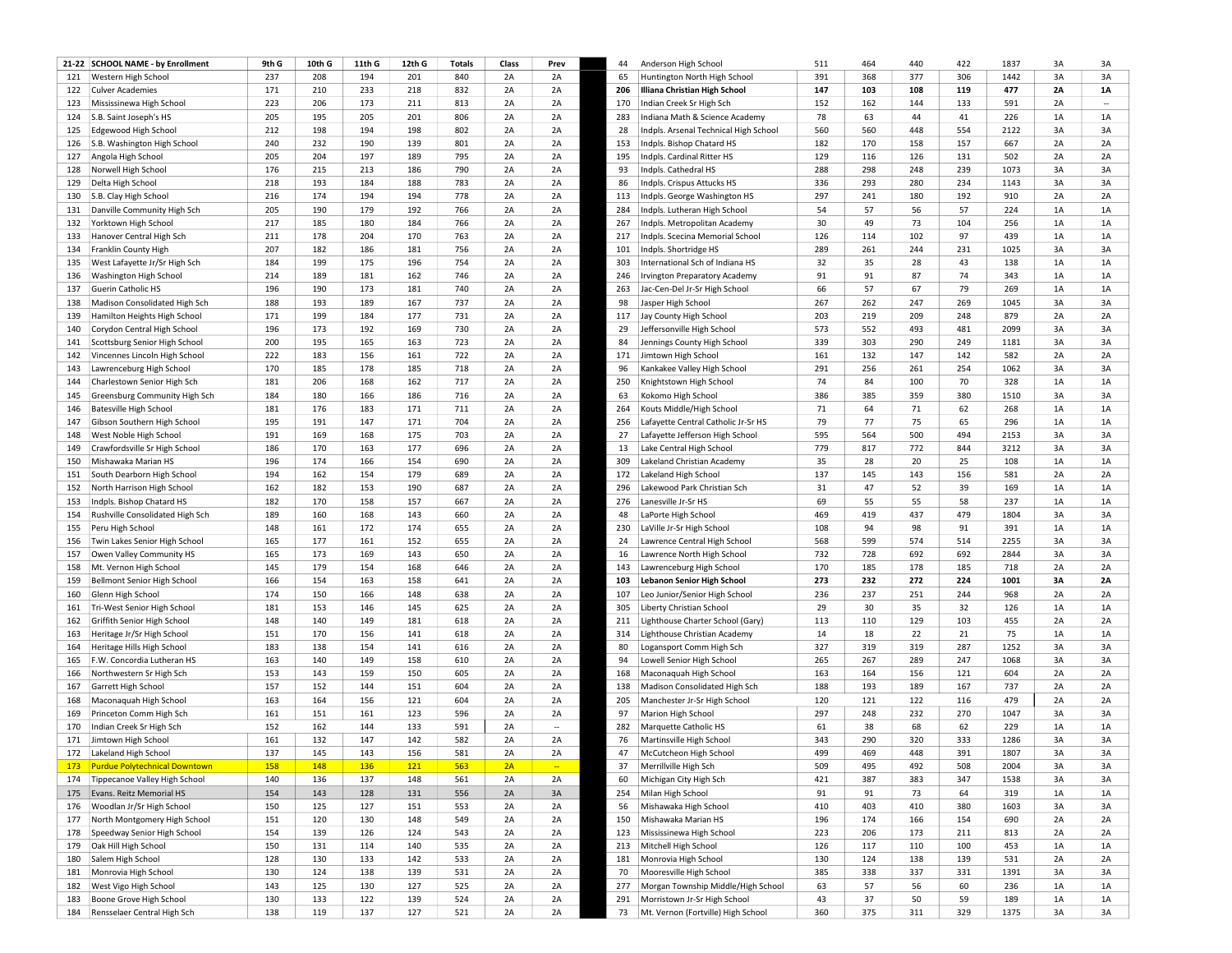| 21-22 | SCHOOL NAME - by Enrollment | 9th G | 10th G | 11th G | 12th G | Totals | Class | Prev |
|---|---|---|---|---|---|---|---|---|
| 121 | Western High School | 237 | 208 | 194 | 201 | 840 | 2A | 2A |
| 122 | Culver Academies | 171 | 210 | 233 | 218 | 832 | 2A | 2A |
| 123 | Mississinewa High School | 223 | 206 | 173 | 211 | 813 | 2A | 2A |
| 124 | S.B. Saint Joseph's HS | 205 | 195 | 205 | 201 | 806 | 2A | 2A |
| 125 | Edgewood High School | 212 | 198 | 194 | 198 | 802 | 2A | 2A |
| 126 | S.B. Washington High School | 240 | 232 | 190 | 139 | 801 | 2A | 2A |
| 127 | Angola High School | 205 | 204 | 197 | 189 | 795 | 2A | 2A |
| 128 | Norwell High School | 176 | 215 | 213 | 186 | 790 | 2A | 2A |
| 129 | Delta High School | 218 | 193 | 184 | 188 | 783 | 2A | 2A |
| 130 | S.B. Clay High School | 216 | 174 | 194 | 194 | 778 | 2A | 2A |
| 131 | Danville Community High Sch | 205 | 190 | 179 | 192 | 766 | 2A | 2A |
| 132 | Yorktown High School | 217 | 185 | 180 | 184 | 766 | 2A | 2A |
| 133 | Hanover Central High Sch | 211 | 178 | 204 | 170 | 763 | 2A | 2A |
| 134 | Franklin County High | 207 | 182 | 186 | 181 | 756 | 2A | 2A |
| 135 | West Lafayette Jr/Sr High Sch | 184 | 199 | 175 | 196 | 754 | 2A | 2A |
| 136 | Washington High School | 214 | 189 | 181 | 162 | 746 | 2A | 2A |
| 137 | Guerin Catholic HS | 196 | 190 | 173 | 181 | 740 | 2A | 2A |
| 138 | Madison Consolidated High Sch | 188 | 193 | 189 | 167 | 737 | 2A | 2A |
| 139 | Hamilton Heights High School | 171 | 199 | 184 | 177 | 731 | 2A | 2A |
| 140 | Corydon Central High School | 196 | 173 | 192 | 169 | 730 | 2A | 2A |
| 141 | Scottsburg Senior High School | 200 | 195 | 165 | 163 | 723 | 2A | 2A |
| 142 | Vincennes Lincoln High School | 222 | 183 | 156 | 161 | 722 | 2A | 2A |
| 143 | Lawrenceburg High School | 170 | 185 | 178 | 185 | 718 | 2A | 2A |
| 144 | Charlestown Senior High Sch | 181 | 206 | 168 | 162 | 717 | 2A | 2A |
| 145 | Greensburg Community High Sch | 184 | 180 | 166 | 186 | 716 | 2A | 2A |
| 146 | Batesville High School | 181 | 176 | 183 | 171 | 711 | 2A | 2A |
| 147 | Gibson Southern High School | 195 | 191 | 147 | 171 | 704 | 2A | 2A |
| 148 | West Noble High School | 191 | 169 | 168 | 175 | 703 | 2A | 2A |
| 149 | Crawfordsville Sr High School | 186 | 170 | 163 | 177 | 696 | 2A | 2A |
| 150 | Mishawaka Marian HS | 196 | 174 | 166 | 154 | 690 | 2A | 2A |
| 151 | South Dearborn High School | 194 | 162 | 154 | 179 | 689 | 2A | 2A |
| 152 | North Harrison High School | 162 | 182 | 153 | 190 | 687 | 2A | 2A |
| 153 | Indpls. Bishop Chatard HS | 182 | 170 | 158 | 157 | 667 | 2A | 2A |
| 154 | Rushville Consolidated High Sch | 189 | 160 | 168 | 143 | 660 | 2A | 2A |
| 155 | Peru High School | 148 | 161 | 172 | 174 | 655 | 2A | 2A |
| 156 | Twin Lakes Senior High School | 165 | 177 | 161 | 152 | 655 | 2A | 2A |
| 157 | Owen Valley Community HS | 165 | 173 | 169 | 143 | 650 | 2A | 2A |
| 158 | Mt. Vernon High School | 145 | 179 | 154 | 168 | 646 | 2A | 2A |
| 159 | Bellmont Senior High School | 166 | 154 | 163 | 158 | 641 | 2A | 2A |
| 160 | Glenn High School | 174 | 150 | 166 | 148 | 638 | 2A | 2A |
| 161 | Tri-West Senior High School | 181 | 153 | 146 | 145 | 625 | 2A | 2A |
| 162 | Griffith Senior High School | 148 | 140 | 149 | 181 | 618 | 2A | 2A |
| 163 | Heritage Jr/Sr High School | 151 | 170 | 156 | 141 | 618 | 2A | 2A |
| 164 | Heritage Hills High School | 183 | 138 | 154 | 141 | 616 | 2A | 2A |
| 165 | F.W. Concordia Lutheran HS | 163 | 140 | 149 | 158 | 610 | 2A | 2A |
| 166 | Northwestern Sr High Sch | 153 | 143 | 159 | 150 | 605 | 2A | 2A |
| 167 | Garrett High School | 157 | 152 | 144 | 151 | 604 | 2A | 2A |
| 168 | Maconaquah High School | 163 | 164 | 156 | 121 | 604 | 2A | 2A |
| 169 | Princeton Comm High Sch | 161 | 151 | 161 | 123 | 596 | 2A | 2A |
| 170 | Indian Creek Sr High Sch | 152 | 162 | 144 | 133 | 591 | 2A | -- |
| 171 | Jimtown High School | 161 | 132 | 147 | 142 | 582 | 2A | 2A |
| 172 | Lakeland High School | 137 | 145 | 143 | 156 | 581 | 2A | 2A |
| 173 | Purdue Polytechnical Downtown | 158 | 148 | 136 | 121 | 563 | 2A | -- |
| 174 | Tippecanoe Valley High School | 140 | 136 | 137 | 148 | 561 | 2A | 2A |
| 175 | Evans. Reitz Memorial HS | 154 | 143 | 128 | 131 | 556 | 2A | 3A |
| 176 | Woodlan Jr/Sr High School | 150 | 125 | 127 | 151 | 553 | 2A | 2A |
| 177 | North Montgomery High School | 151 | 120 | 130 | 148 | 549 | 2A | 2A |
| 178 | Speedway Senior High School | 154 | 139 | 126 | 124 | 543 | 2A | 2A |
| 179 | Oak Hill High School | 150 | 131 | 114 | 140 | 535 | 2A | 2A |
| 180 | Salem High School | 128 | 130 | 133 | 142 | 533 | 2A | 2A |
| 181 | Monrovia High School | 130 | 124 | 138 | 139 | 531 | 2A | 2A |
| 182 | West Vigo High School | 143 | 125 | 130 | 127 | 525 | 2A | 2A |
| 183 | Boone Grove High School | 130 | 133 | 122 | 139 | 524 | 2A | 2A |
| 184 | Rensselaer Central High Sch | 138 | 119 | 137 | 127 | 521 | 2A | 2A |

| Rank | SCHOOL NAME | 9th G | 10th G | 11th G | 12th G | Totals | Class | Prev |
|---|---|---|---|---|---|---|---|---|
| 44 | Anderson High School | 511 | 464 | 440 | 422 | 1837 | 3A | 3A |
| 65 | Huntington North High School | 391 | 368 | 377 | 306 | 1442 | 3A | 3A |
| **206** | **Illiana Christian High School** | **147** | **103** | **108** | **119** | **477** | **2A** | **1A** |
| 170 | Indian Creek Sr High Sch | 152 | 162 | 144 | 133 | 591 | 2A | -- |
| 283 | Indiana Math & Science Academy | 78 | 63 | 44 | 41 | 226 | 1A | 1A |
| 28 | Indpls. Arsenal Technical High School | 560 | 560 | 448 | 554 | 2122 | 3A | 3A |
| 153 | Indpls. Bishop Chatard HS | 182 | 170 | 158 | 157 | 667 | 2A | 2A |
| 195 | Indpls. Cardinal Ritter HS | 129 | 116 | 126 | 131 | 502 | 2A | 2A |
| 93 | Indpls. Cathedral HS | 288 | 298 | 248 | 239 | 1073 | 3A | 3A |
| 86 | Indpls. Crispus Attucks HS | 336 | 293 | 280 | 234 | 1143 | 3A | 3A |
| 113 | Indpls. George Washington HS | 297 | 241 | 180 | 192 | 910 | 2A | 2A |
| 284 | Indpls. Lutheran High School | 54 | 57 | 56 | 57 | 224 | 1A | 1A |
| 267 | Indpls. Metropolitan Academy | 30 | 49 | 73 | 104 | 256 | 1A | 1A |
| 217 | Indpls. Scecina Memorial School | 126 | 114 | 102 | 97 | 439 | 1A | 1A |
| 101 | Indpls. Shortridge HS | 289 | 261 | 244 | 231 | 1025 | 3A | 3A |
| 303 | International Sch of Indiana HS | 32 | 35 | 28 | 43 | 138 | 1A | 1A |
| 246 | Irvington Preparatory Academy | 91 | 91 | 87 | 74 | 343 | 1A | 1A |
| 263 | Jac-Cen-Del Jr-Sr High School | 66 | 57 | 67 | 79 | 269 | 1A | 1A |
| 98 | Jasper High School | 267 | 262 | 247 | 269 | 1045 | 3A | 3A |
| 117 | Jay County High School | 203 | 219 | 209 | 248 | 879 | 2A | 2A |
| 29 | Jeffersonville High School | 573 | 552 | 493 | 481 | 2099 | 3A | 3A |
| 84 | Jennings County High School | 339 | 303 | 290 | 249 | 1181 | 3A | 3A |
| 171 | Jimtown High School | 161 | 132 | 147 | 142 | 582 | 2A | 2A |
| 96 | Kankakee Valley High School | 291 | 256 | 261 | 254 | 1062 | 3A | 3A |
| 250 | Knightstown High School | 74 | 84 | 100 | 70 | 328 | 1A | 1A |
| 63 | Kokomo High School | 386 | 385 | 359 | 380 | 1510 | 3A | 3A |
| 264 | Kouts Middle/High School | 71 | 64 | 71 | 62 | 268 | 1A | 1A |
| 256 | Lafayette Central Catholic Jr-Sr HS | 79 | 77 | 75 | 65 | 296 | 1A | 1A |
| 27 | Lafayette Jefferson High School | 595 | 564 | 500 | 494 | 2153 | 3A | 3A |
| 13 | Lake Central High School | 779 | 817 | 772 | 844 | 3212 | 3A | 3A |
| 309 | Lakeland Christian Academy | 35 | 28 | 20 | 25 | 108 | 1A | 1A |
| 172 | Lakeland High School | 137 | 145 | 143 | 156 | 581 | 2A | 2A |
| 296 | Lakewood Park Christian Sch | 31 | 47 | 52 | 39 | 169 | 1A | 1A |
| 276 | Lanesville Jr-Sr HS | 69 | 55 | 55 | 58 | 237 | 1A | 1A |
| 48 | LaPorte High School | 469 | 419 | 437 | 479 | 1804 | 3A | 3A |
| 230 | LaVille Jr-Sr High School | 108 | 94 | 98 | 91 | 391 | 1A | 1A |
| 24 | Lawrence Central High School | 568 | 599 | 574 | 514 | 2255 | 3A | 3A |
| 16 | Lawrence North High School | 732 | 728 | 692 | 692 | 2844 | 3A | 3A |
| 143 | Lawrenceburg High School | 170 | 185 | 178 | 185 | 718 | 2A | 2A |
| **103** | **Lebanon Senior High School** | **273** | **232** | **272** | **224** | **1001** | **3A** | **2A** |
| 107 | Leo Junior/Senior High School | 236 | 237 | 251 | 244 | 968 | 2A | 2A |
| 305 | Liberty Christian School | 29 | 30 | 35 | 32 | 126 | 1A | 1A |
| 211 | Lighthouse Charter School (Gary) | 113 | 110 | 129 | 103 | 455 | 2A | 2A |
| 314 | Lighthouse Christian Academy | 14 | 18 | 22 | 21 | 75 | 1A | 1A |
| 80 | Logansport Comm High Sch | 327 | 319 | 319 | 287 | 1252 | 3A | 3A |
| 94 | Lowell Senior High School | 265 | 267 | 289 | 247 | 1068 | 3A | 3A |
| 168 | Maconaquah High School | 163 | 164 | 156 | 121 | 604 | 2A | 2A |
| 138 | Madison Consolidated High Sch | 188 | 193 | 189 | 167 | 737 | 2A | 2A |
| 205 | Manchester Jr-Sr High School | 120 | 121 | 122 | 116 | 479 | 2A | 2A |
| 97 | Marion High School | 297 | 248 | 232 | 270 | 1047 | 3A | 3A |
| 282 | Marquette Catholic HS | 61 | 38 | 68 | 62 | 229 | 1A | 1A |
| 76 | Martinsville High School | 343 | 290 | 320 | 333 | 1286 | 3A | 3A |
| 47 | McCutcheon High School | 499 | 469 | 448 | 391 | 1807 | 3A | 3A |
| 37 | Merrillville High Sch | 509 | 495 | 492 | 508 | 2004 | 3A | 3A |
| 60 | Michigan City High Sch | 421 | 387 | 383 | 347 | 1538 | 3A | 3A |
| 254 | Milan High School | 91 | 91 | 73 | 64 | 319 | 1A | 1A |
| 56 | Mishawaka High School | 410 | 403 | 410 | 380 | 1603 | 3A | 3A |
| 150 | Mishawaka Marian HS | 196 | 174 | 166 | 154 | 690 | 2A | 2A |
| 123 | Mississinewa High School | 223 | 206 | 173 | 211 | 813 | 2A | 2A |
| 213 | Mitchell High School | 126 | 117 | 110 | 100 | 453 | 1A | 1A |
| 181 | Monrovia High School | 130 | 124 | 138 | 139 | 531 | 2A | 2A |
| 70 | Mooresville High School | 385 | 338 | 337 | 331 | 1391 | 3A | 3A |
| 277 | Morgan Township Middle/High School | 63 | 57 | 56 | 60 | 236 | 1A | 1A |
| 291 | Morristown Jr-Sr High School | 43 | 37 | 50 | 59 | 189 | 1A | 1A |
| 73 | Mt. Vernon (Fortville) High School | 360 | 375 | 311 | 329 | 1375 | 3A | 3A |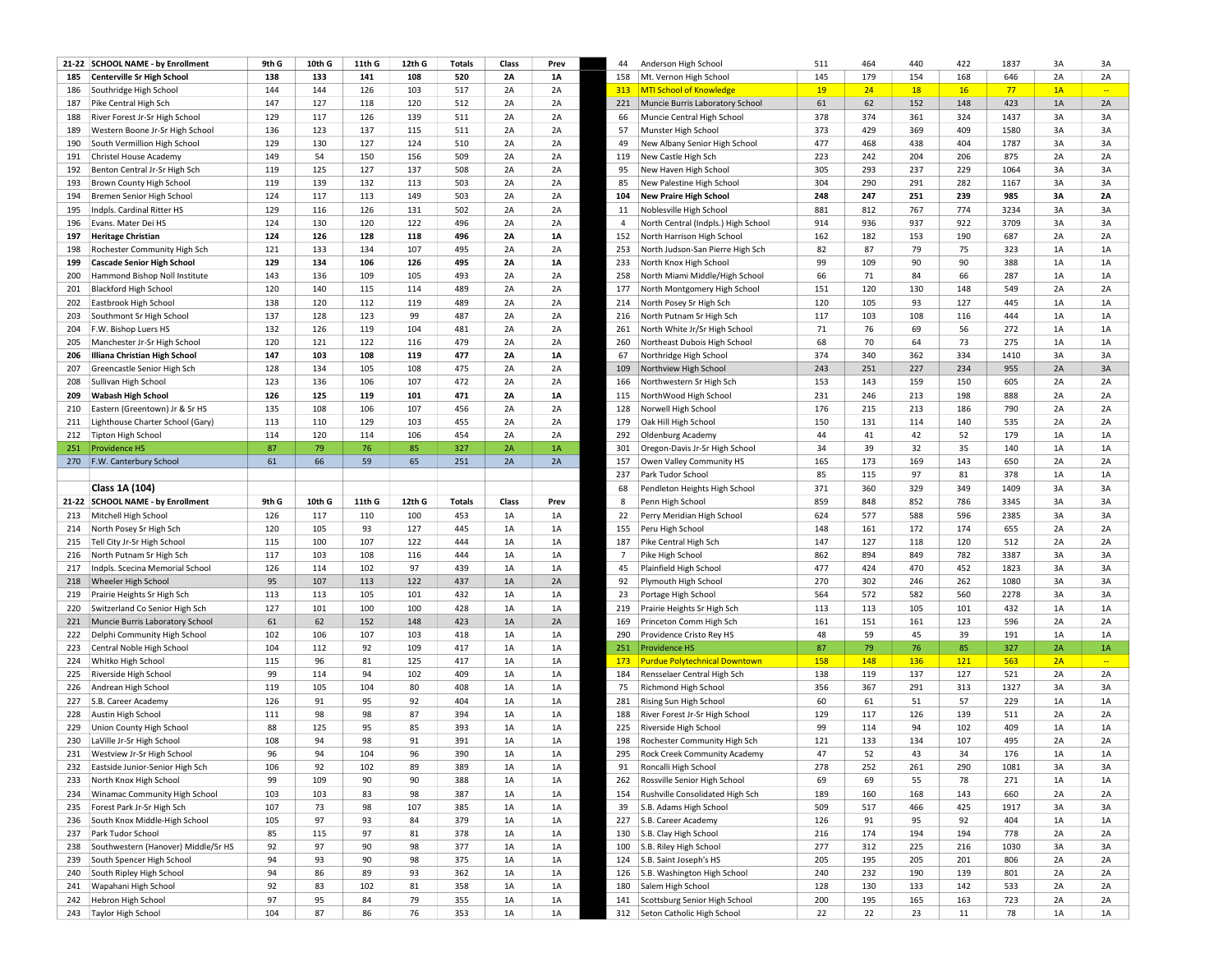| 21-22 | SCHOOL NAME - by Enrollment | 9th G | 10th G | 11th G | 12th G | Totals | Class | Prev |
|---|---|---|---|---|---|---|---|---|
| **185** | **Centerville Sr High School** | **138** | **133** | **141** | **108** | **520** | **2A** | **1A** |
| 186 | Southridge High School | 144 | 144 | 126 | 103 | 517 | 2A | 2A |
| 187 | Pike Central High Sch | 147 | 127 | 118 | 120 | 512 | 2A | 2A |
| 188 | River Forest Jr-Sr High School | 129 | 117 | 126 | 139 | 511 | 2A | 2A |
| 189 | Western Boone Jr-Sr High School | 136 | 123 | 137 | 115 | 511 | 2A | 2A |
| 190 | South Vermillion High School | 129 | 130 | 127 | 124 | 510 | 2A | 2A |
| 191 | Christel House Academy | 149 | 54 | 150 | 156 | 509 | 2A | 2A |
| 192 | Benton Central Jr-Sr High Sch | 119 | 125 | 127 | 137 | 508 | 2A | 2A |
| 193 | Brown County High School | 119 | 139 | 132 | 113 | 503 | 2A | 2A |
| 194 | Bremen Senior High School | 124 | 117 | 113 | 149 | 503 | 2A | 2A |
| 195 | Indpls. Cardinal Ritter HS | 129 | 116 | 126 | 131 | 502 | 2A | 2A |
| 196 | Evans. Mater Dei HS | 124 | 130 | 120 | 122 | 496 | 2A | 2A |
| **197** | **Heritage Christian** | **124** | **126** | **128** | **118** | **496** | **2A** | **1A** |
| 198 | Rochester Community High Sch | 121 | 133 | 134 | 107 | 495 | 2A | 2A |
| **199** | **Cascade Senior High School** | **129** | **134** | **106** | **126** | **495** | **2A** | **1A** |
| 200 | Hammond Bishop Noll Institute | 143 | 136 | 109 | 105 | 493 | 2A | 2A |
| 201 | Blackford High School | 120 | 140 | 115 | 114 | 489 | 2A | 2A |
| 202 | Eastbrook High School | 138 | 120 | 112 | 119 | 489 | 2A | 2A |
| 203 | Southmont Sr High School | 137 | 128 | 123 | 99 | 487 | 2A | 2A |
| 204 | F.W. Bishop Luers HS | 132 | 126 | 119 | 104 | 481 | 2A | 2A |
| 205 | Manchester Jr-Sr High School | 120 | 121 | 122 | 116 | 479 | 2A | 2A |
| **206** | **Illiana Christian High School** | **147** | **103** | **108** | **119** | **477** | **2A** | **1A** |
| 207 | Greencastle Senior High Sch | 128 | 134 | 105 | 108 | 475 | 2A | 2A |
| 208 | Sullivan High School | 123 | 136 | 106 | 107 | 472 | 2A | 2A |
| **209** | **Wabash High School** | **126** | **125** | **119** | **101** | **471** | **2A** | **1A** |
| 210 | Eastern (Greentown) Jr & Sr HS | 135 | 108 | 106 | 107 | 456 | 2A | 2A |
| 211 | Lighthouse Charter School (Gary) | 113 | 110 | 129 | 103 | 455 | 2A | 2A |
| 212 | Tipton High School | 114 | 120 | 114 | 106 | 454 | 2A | 2A |
| 251 | Providence HS | 87 | 79 | 76 | 85 | 327 | 2A | 1A |
| 270 | F.W. Canterbury School | 61 | 66 | 59 | 65 | 251 | 2A | 2A |

**Class 1A (104)**

| 21-22 | SCHOOL NAME - by Enrollment | 9th G | 10th G | 11th G | 12th G | Totals | Class | Prev |
|---|---|---|---|---|---|---|---|---|
| 213 | Mitchell High School | 126 | 117 | 110 | 100 | 453 | 1A | 1A |
| 214 | North Posey Sr High Sch | 120 | 105 | 93 | 127 | 445 | 1A | 1A |
| 215 | Tell City Jr-Sr High School | 115 | 100 | 107 | 122 | 444 | 1A | 1A |
| 216 | North Putnam Sr High Sch | 117 | 103 | 108 | 116 | 444 | 1A | 1A |
| 217 | Indpls. Scecina Memorial School | 126 | 114 | 102 | 97 | 439 | 1A | 1A |
| 218 | Wheeler High School | 95 | 107 | 113 | 122 | 437 | 1A | 2A |
| 219 | Prairie Heights Sr High Sch | 113 | 113 | 105 | 101 | 432 | 1A | 1A |
| 220 | Switzerland Co Senior High Sch | 127 | 101 | 100 | 100 | 428 | 1A | 1A |
| 221 | Muncie Burris Laboratory School | 61 | 62 | 152 | 148 | 423 | 1A | 2A |
| 222 | Delphi Community High School | 102 | 106 | 107 | 103 | 418 | 1A | 1A |
| 223 | Central Noble High School | 104 | 112 | 92 | 109 | 417 | 1A | 1A |
| 224 | Whitko High School | 115 | 96 | 81 | 125 | 417 | 1A | 1A |
| 225 | Riverside High School | 99 | 114 | 94 | 102 | 409 | 1A | 1A |
| 226 | Andrean High School | 119 | 105 | 104 | 80 | 408 | 1A | 1A |
| 227 | S.B. Career Academy | 126 | 91 | 95 | 92 | 404 | 1A | 1A |
| 228 | Austin High School | 111 | 98 | 98 | 87 | 394 | 1A | 1A |
| 229 | Union County High School | 88 | 125 | 95 | 85 | 393 | 1A | 1A |
| 230 | LaVille Jr-Sr High School | 108 | 94 | 98 | 91 | 391 | 1A | 1A |
| 231 | Westview Jr-Sr High School | 96 | 94 | 104 | 96 | 390 | 1A | 1A |
| 232 | Eastside Junior-Senior High Sch | 106 | 92 | 102 | 89 | 389 | 1A | 1A |
| 233 | North Knox High School | 99 | 109 | 90 | 90 | 388 | 1A | 1A |
| 234 | Winamac Community High School | 103 | 103 | 83 | 98 | 387 | 1A | 1A |
| 235 | Forest Park Jr-Sr High Sch | 107 | 73 | 98 | 107 | 385 | 1A | 1A |
| 236 | South Knox Middle-High School | 105 | 97 | 93 | 84 | 379 | 1A | 1A |
| 237 | Park Tudor School | 85 | 115 | 97 | 81 | 378 | 1A | 1A |
| 238 | Southwestern (Hanover) Middle/Sr HS | 92 | 97 | 90 | 98 | 377 | 1A | 1A |
| 239 | South Spencer High School | 94 | 93 | 90 | 98 | 375 | 1A | 1A |
| 240 | South Ripley High School | 94 | 86 | 89 | 93 | 362 | 1A | 1A |
| 241 | Wapahani High School | 92 | 83 | 102 | 81 | 358 | 1A | 1A |
| 242 | Hebron High School | 97 | 95 | 84 | 79 | 355 | 1A | 1A |
| 243 | Taylor High School | 104 | 87 | 86 | 76 | 353 | 1A | 1A |

| # | SCHOOL NAME | 9th G | 10th G | 11th G | 12th G | Totals | Class | Prev |
|---|---|---|---|---|---|---|---|---|
| 44 | Anderson High School | 511 | 464 | 440 | 422 | 1837 | 3A | 3A |
| 158 | Mt. Vernon High School | 145 | 179 | 154 | 168 | 646 | 2A | 2A |
| 313 | MTI School of Knowledge | 19 | 24 | 18 | 16 | 77 | 1A | -- |
| 221 | Muncie Burris Laboratory School | 61 | 62 | 152 | 148 | 423 | 1A | 2A |
| 66 | Muncie Central High School | 378 | 374 | 361 | 324 | 1437 | 3A | 3A |
| 57 | Munster High School | 373 | 429 | 369 | 409 | 1580 | 3A | 3A |
| 49 | New Albany Senior High School | 477 | 468 | 438 | 404 | 1787 | 3A | 3A |
| 119 | New Castle High Sch | 223 | 242 | 204 | 206 | 875 | 2A | 2A |
| 95 | New Haven High School | 305 | 293 | 237 | 229 | 1064 | 3A | 3A |
| 85 | New Palestine High School | 304 | 290 | 291 | 282 | 1167 | 3A | 3A |
| **104** | **New Prairie High School** | **248** | **247** | **251** | **239** | **985** | **3A** | **2A** |
| 11 | Noblesville High School | 881 | 812 | 767 | 774 | 3234 | 3A | 3A |
| 4 | North Central (Indpls.) High School | 914 | 936 | 937 | 922 | 3709 | 3A | 3A |
| 152 | North Harrison High School | 162 | 182 | 153 | 190 | 687 | 2A | 2A |
| 253 | North Judson-San Pierre High Sch | 82 | 87 | 79 | 75 | 323 | 1A | 1A |
| 233 | North Knox High School | 99 | 109 | 90 | 90 | 388 | 1A | 1A |
| 258 | North Miami Middle/High School | 66 | 71 | 84 | 66 | 287 | 1A | 1A |
| 177 | North Montgomery High School | 151 | 120 | 130 | 148 | 549 | 2A | 2A |
| 214 | North Posey Sr High Sch | 120 | 105 | 93 | 127 | 445 | 1A | 1A |
| 216 | North Putnam Sr High Sch | 117 | 103 | 108 | 116 | 444 | 1A | 1A |
| 261 | North White Jr/Sr High School | 71 | 76 | 69 | 56 | 272 | 1A | 1A |
| 260 | Northeast Dubois High School | 68 | 70 | 64 | 73 | 275 | 1A | 1A |
| 67 | Northridge High School | 374 | 340 | 362 | 334 | 1410 | 3A | 3A |
| 109 | Northview High School | 243 | 251 | 227 | 234 | 955 | 2A | 3A |
| 166 | Northwestern Sr High Sch | 153 | 143 | 159 | 150 | 605 | 2A | 2A |
| 115 | NorthWood High School | 231 | 246 | 213 | 198 | 888 | 2A | 2A |
| 128 | Norwell High School | 176 | 215 | 213 | 186 | 790 | 2A | 2A |
| 179 | Oak Hill High School | 150 | 131 | 114 | 140 | 535 | 2A | 2A |
| 292 | Oldenburg Academy | 44 | 41 | 42 | 52 | 179 | 1A | 1A |
| 301 | Oregon-Davis Jr-Sr High School | 34 | 39 | 32 | 35 | 140 | 1A | 1A |
| 157 | Owen Valley Community HS | 165 | 173 | 169 | 143 | 650 | 2A | 2A |
| 237 | Park Tudor School | 85 | 115 | 97 | 81 | 378 | 1A | 1A |
| 68 | Pendleton Heights High School | 371 | 360 | 329 | 349 | 1409 | 3A | 3A |
| 8 | Penn High School | 859 | 848 | 852 | 786 | 3345 | 3A | 3A |
| 22 | Perry Meridian High School | 624 | 577 | 588 | 596 | 2385 | 3A | 3A |
| 155 | Peru High School | 148 | 161 | 172 | 174 | 655 | 2A | 2A |
| 187 | Pike Central High Sch | 147 | 127 | 118 | 120 | 512 | 2A | 2A |
| 7 | Pike High School | 862 | 894 | 849 | 782 | 3387 | 3A | 3A |
| 45 | Plainfield High School | 477 | 424 | 470 | 452 | 1823 | 3A | 3A |
| 92 | Plymouth High School | 270 | 302 | 246 | 262 | 1080 | 3A | 3A |
| 23 | Portage High School | 564 | 572 | 582 | 560 | 2278 | 3A | 3A |
| 219 | Prairie Heights Sr High Sch | 113 | 113 | 105 | 101 | 432 | 1A | 1A |
| 169 | Princeton Comm High Sch | 161 | 151 | 161 | 123 | 596 | 2A | 2A |
| 290 | Providence Cristo Rey HS | 48 | 59 | 45 | 39 | 191 | 1A | 1A |
| 251 | Providence HS | 87 | 79 | 76 | 85 | 327 | 2A | 1A |
| 173 | Purdue Polytechnical Downtown | 158 | 148 | 136 | 121 | 563 | 2A | -- |
| 184 | Rensselaer Central High Sch | 138 | 119 | 137 | 127 | 521 | 2A | 2A |
| 75 | Richmond High School | 356 | 367 | 291 | 313 | 1327 | 3A | 3A |
| 281 | Rising Sun High School | 60 | 61 | 51 | 57 | 229 | 1A | 1A |
| 188 | River Forest Jr-Sr High School | 129 | 117 | 126 | 139 | 511 | 2A | 2A |
| 225 | Riverside High School | 99 | 114 | 94 | 102 | 409 | 1A | 1A |
| 198 | Rochester Community High Sch | 121 | 133 | 134 | 107 | 495 | 2A | 2A |
| 295 | Rock Creek Community Academy | 47 | 52 | 43 | 34 | 176 | 1A | 1A |
| 91 | Roncalli High School | 278 | 252 | 261 | 290 | 1081 | 3A | 3A |
| 262 | Rossville Senior High School | 69 | 69 | 55 | 78 | 271 | 1A | 1A |
| 154 | Rushville Consolidated High Sch | 189 | 160 | 168 | 143 | 660 | 2A | 2A |
| 39 | S.B. Adams High School | 509 | 517 | 466 | 425 | 1917 | 3A | 3A |
| 227 | S.B. Career Academy | 126 | 91 | 95 | 92 | 404 | 1A | 1A |
| 130 | S.B. Clay High School | 216 | 174 | 194 | 194 | 778 | 2A | 2A |
| 100 | S.B. Riley High School | 277 | 312 | 225 | 216 | 1030 | 3A | 3A |
| 124 | S.B. Saint Joseph's HS | 205 | 195 | 205 | 201 | 806 | 2A | 2A |
| 126 | S.B. Washington High School | 240 | 232 | 190 | 139 | 801 | 2A | 2A |
| 180 | Salem High School | 128 | 130 | 133 | 142 | 533 | 2A | 2A |
| 141 | Scottsburg Senior High School | 200 | 195 | 165 | 163 | 723 | 2A | 2A |
| 312 | Seton Catholic High School | 22 | 22 | 23 | 11 | 78 | 1A | 1A |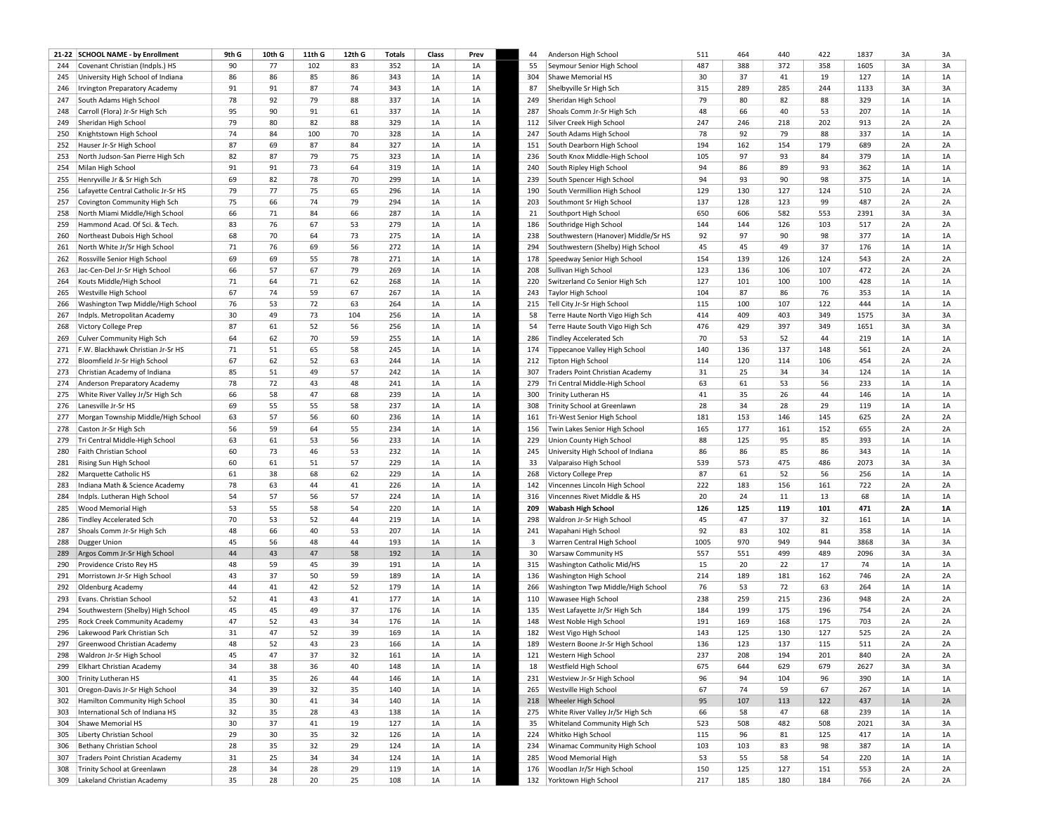| 21-22 | SCHOOL NAME - by Enrollment | 9th G | 10th G | 11th G | 12th G | Totals | Class | Prev |
|---|---|---|---|---|---|---|---|---|
| 244 | Covenant Christian (Indpls.) HS | 90 | 77 | 102 | 83 | 352 | 1A | 1A |
| 245 | University High School of Indiana | 86 | 86 | 85 | 86 | 343 | 1A | 1A |
| 246 | Irvington Preparatory Academy | 91 | 91 | 87 | 74 | 343 | 1A | 1A |
| 247 | South Adams High School | 78 | 92 | 79 | 88 | 337 | 1A | 1A |
| 248 | Carroll (Flora) Jr-Sr High Sch | 95 | 90 | 91 | 61 | 337 | 1A | 1A |
| 249 | Sheridan High School | 79 | 80 | 82 | 88 | 329 | 1A | 1A |
| 250 | Knightstown High School | 74 | 84 | 100 | 70 | 328 | 1A | 1A |
| 252 | Hauser Jr-Sr High School | 87 | 69 | 87 | 84 | 327 | 1A | 1A |
| 253 | North Judson-San Pierre High Sch | 82 | 87 | 79 | 75 | 323 | 1A | 1A |
| 254 | Milan High School | 91 | 91 | 73 | 64 | 319 | 1A | 1A |
| 255 | Henryville Jr & Sr High Sch | 69 | 82 | 78 | 70 | 299 | 1A | 1A |
| 256 | Lafayette Central Catholic Jr-Sr HS | 79 | 77 | 75 | 65 | 296 | 1A | 1A |
| 257 | Covington Community High Sch | 75 | 66 | 74 | 79 | 294 | 1A | 1A |
| 258 | North Miami Middle/High School | 66 | 71 | 84 | 66 | 287 | 1A | 1A |
| 259 | Hammond Acad. Of Sci. & Tech. | 83 | 76 | 67 | 53 | 279 | 1A | 1A |
| 260 | Northeast Dubois High School | 68 | 70 | 64 | 73 | 275 | 1A | 1A |
| 261 | North White Jr/Sr High School | 71 | 76 | 69 | 56 | 272 | 1A | 1A |
| 262 | Rossville Senior High School | 69 | 69 | 55 | 78 | 271 | 1A | 1A |
| 263 | Jac-Cen-Del Jr-Sr High School | 66 | 57 | 67 | 79 | 269 | 1A | 1A |
| 264 | Kouts Middle/High School | 71 | 64 | 71 | 62 | 268 | 1A | 1A |
| 265 | Westville High School | 67 | 74 | 59 | 67 | 267 | 1A | 1A |
| 266 | Washington Twp Middle/High School | 76 | 53 | 72 | 63 | 264 | 1A | 1A |
| 267 | Indpls. Metropolitan Academy | 30 | 49 | 73 | 104 | 256 | 1A | 1A |
| 268 | Victory College Prep | 87 | 61 | 52 | 56 | 256 | 1A | 1A |
| 269 | Culver Community High Sch | 64 | 62 | 70 | 59 | 255 | 1A | 1A |
| 271 | F.W. Blackhawk Christian Jr-Sr HS | 71 | 51 | 65 | 58 | 245 | 1A | 1A |
| 272 | Bloomfield Jr-Sr High School | 67 | 62 | 52 | 63 | 244 | 1A | 1A |
| 273 | Christian Academy of Indiana | 85 | 51 | 49 | 57 | 242 | 1A | 1A |
| 274 | Anderson Preparatory Academy | 78 | 72 | 43 | 48 | 241 | 1A | 1A |
| 275 | White River Valley Jr/Sr High Sch | 66 | 58 | 47 | 68 | 239 | 1A | 1A |
| 276 | Lanesville Jr-Sr HS | 69 | 55 | 55 | 58 | 237 | 1A | 1A |
| 277 | Morgan Township Middle/High School | 63 | 57 | 56 | 60 | 236 | 1A | 1A |
| 278 | Caston Jr-Sr High Sch | 56 | 59 | 64 | 55 | 234 | 1A | 1A |
| 279 | Tri Central Middle-High School | 63 | 61 | 53 | 56 | 233 | 1A | 1A |
| 280 | Faith Christian School | 60 | 73 | 46 | 53 | 232 | 1A | 1A |
| 281 | Rising Sun High School | 60 | 61 | 51 | 57 | 229 | 1A | 1A |
| 282 | Marquette Catholic HS | 61 | 38 | 68 | 62 | 229 | 1A | 1A |
| 283 | Indiana Math & Science Academy | 78 | 63 | 44 | 41 | 226 | 1A | 1A |
| 284 | Indpls. Lutheran High School | 54 | 57 | 56 | 57 | 224 | 1A | 1A |
| 285 | Wood Memorial High | 53 | 55 | 58 | 54 | 220 | 1A | 1A |
| 286 | Tindley Accelerated Sch | 70 | 53 | 52 | 44 | 219 | 1A | 1A |
| 287 | Shoals Comm Jr-Sr High Sch | 48 | 66 | 40 | 53 | 207 | 1A | 1A |
| 288 | Dugger Union | 45 | 56 | 48 | 44 | 193 | 1A | 1A |
| 289 | Argos Comm Jr-Sr High School | 44 | 43 | 47 | 58 | 192 | 1A | 1A |
| 290 | Providence Cristo Rey HS | 48 | 59 | 45 | 39 | 191 | 1A | 1A |
| 291 | Morristown Jr-Sr High School | 43 | 37 | 50 | 59 | 189 | 1A | 1A |
| 292 | Oldenburg Academy | 44 | 41 | 42 | 52 | 179 | 1A | 1A |
| 293 | Evans. Christian School | 52 | 41 | 43 | 41 | 177 | 1A | 1A |
| 294 | Southwestern (Shelby) High School | 45 | 45 | 49 | 37 | 176 | 1A | 1A |
| 295 | Rock Creek Community Academy | 47 | 52 | 43 | 34 | 176 | 1A | 1A |
| 296 | Lakewood Park Christian Sch | 31 | 47 | 52 | 39 | 169 | 1A | 1A |
| 297 | Greenwood Christian Academy | 48 | 52 | 43 | 23 | 166 | 1A | 1A |
| 298 | Waldron Jr-Sr High School | 45 | 47 | 37 | 32 | 161 | 1A | 1A |
| 299 | Elkhart Christian Academy | 34 | 38 | 36 | 40 | 148 | 1A | 1A |
| 300 | Trinity Lutheran HS | 41 | 35 | 26 | 44 | 146 | 1A | 1A |
| 301 | Oregon-Davis Jr-Sr High School | 34 | 39 | 32 | 35 | 140 | 1A | 1A |
| 302 | Hamilton Community High School | 35 | 30 | 41 | 34 | 140 | 1A | 1A |
| 303 | International Sch of Indiana HS | 32 | 35 | 28 | 43 | 138 | 1A | 1A |
| 304 | Shawe Memorial HS | 30 | 37 | 41 | 19 | 127 | 1A | 1A |
| 305 | Liberty Christian School | 29 | 30 | 35 | 32 | 126 | 1A | 1A |
| 306 | Bethany Christian School | 28 | 35 | 32 | 29 | 124 | 1A | 1A |
| 307 | Traders Point Christian Academy | 31 | 25 | 34 | 34 | 124 | 1A | 1A |
| 308 | Trinity School at Greenlawn | 28 | 34 | 28 | 29 | 119 | 1A | 1A |
| 309 | Lakeland Christian Academy | 35 | 28 | 20 | 25 | 108 | 1A | 1A |

| # | School | 9th G | 10th G | 11th G | 12th G | Totals | Class | Prev |
|---|---|---|---|---|---|---|---|---|
| 44 | Anderson High School | 511 | 464 | 440 | 422 | 1837 | 3A | 3A |
| 55 | Seymour Senior High School | 487 | 388 | 372 | 358 | 1605 | 3A | 3A |
| 304 | Shawe Memorial HS | 30 | 37 | 41 | 19 | 127 | 1A | 1A |
| 87 | Shelbyville Sr High Sch | 315 | 289 | 285 | 244 | 1133 | 3A | 3A |
| 249 | Sheridan High School | 79 | 80 | 82 | 88 | 329 | 1A | 1A |
| 287 | Shoals Comm Jr-Sr High Sch | 48 | 66 | 40 | 53 | 207 | 1A | 1A |
| 112 | Silver Creek High School | 247 | 246 | 218 | 202 | 913 | 2A | 2A |
| 247 | South Adams High School | 78 | 92 | 79 | 88 | 337 | 1A | 1A |
| 151 | South Dearborn High School | 194 | 162 | 154 | 179 | 689 | 2A | 2A |
| 236 | South Knox Middle-High School | 105 | 97 | 93 | 84 | 379 | 1A | 1A |
| 240 | South Ripley High School | 94 | 86 | 89 | 93 | 362 | 1A | 1A |
| 239 | South Spencer High School | 94 | 93 | 90 | 98 | 375 | 1A | 1A |
| 190 | South Vermillion High School | 129 | 130 | 127 | 124 | 510 | 2A | 2A |
| 203 | Southmont Sr High School | 137 | 128 | 123 | 99 | 487 | 2A | 2A |
| 21 | Southport High School | 650 | 606 | 582 | 553 | 2391 | 3A | 3A |
| 186 | Southridge High School | 144 | 144 | 126 | 103 | 517 | 2A | 2A |
| 238 | Southwestern (Hanover) Middle/Sr HS | 92 | 97 | 90 | 98 | 377 | 1A | 1A |
| 294 | Southwestern (Shelby) High School | 45 | 45 | 49 | 37 | 176 | 1A | 1A |
| 178 | Speedway Senior High School | 154 | 139 | 126 | 124 | 543 | 2A | 2A |
| 208 | Sullivan High School | 123 | 136 | 106 | 107 | 472 | 2A | 2A |
| 220 | Switzerland Co Senior High Sch | 127 | 101 | 100 | 100 | 428 | 1A | 1A |
| 243 | Taylor High School | 104 | 87 | 86 | 76 | 353 | 1A | 1A |
| 215 | Tell City Jr-Sr High School | 115 | 100 | 107 | 122 | 444 | 1A | 1A |
| 58 | Terre Haute North Vigo High Sch | 414 | 409 | 403 | 349 | 1575 | 3A | 3A |
| 54 | Terre Haute South Vigo High Sch | 476 | 429 | 397 | 349 | 1651 | 3A | 3A |
| 286 | Tindley Accelerated Sch | 70 | 53 | 52 | 44 | 219 | 1A | 1A |
| 174 | Tippecanoe Valley High School | 140 | 136 | 137 | 148 | 561 | 2A | 2A |
| 212 | Tipton High School | 114 | 120 | 114 | 106 | 454 | 2A | 2A |
| 307 | Traders Point Christian Academy | 31 | 25 | 34 | 34 | 124 | 1A | 1A |
| 279 | Tri Central Middle-High School | 63 | 61 | 53 | 56 | 233 | 1A | 1A |
| 300 | Trinity Lutheran HS | 41 | 35 | 26 | 44 | 146 | 1A | 1A |
| 308 | Trinity School at Greenlawn | 28 | 34 | 28 | 29 | 119 | 1A | 1A |
| 161 | Tri-West Senior High School | 181 | 153 | 146 | 145 | 625 | 2A | 2A |
| 156 | Twin Lakes Senior High School | 165 | 177 | 161 | 152 | 655 | 2A | 2A |
| 229 | Union County High School | 88 | 125 | 95 | 85 | 393 | 1A | 1A |
| 245 | University High School of Indiana | 86 | 86 | 85 | 86 | 343 | 1A | 1A |
| 33 | Valparaiso High School | 539 | 573 | 475 | 486 | 2073 | 3A | 3A |
| 268 | Victory College Prep | 87 | 61 | 52 | 56 | 256 | 1A | 1A |
| 142 | Vincennes Lincoln High School | 222 | 183 | 156 | 161 | 722 | 2A | 2A |
| 316 | Vincennes Rivet Middle & HS | 20 | 24 | 11 | 13 | 68 | 1A | 1A |
| **209** | **Wabash High School** | **126** | **125** | **119** | **101** | **471** | **2A** | **1A** |
| 298 | Waldron Jr-Sr High School | 45 | 47 | 37 | 32 | 161 | 1A | 1A |
| 241 | Wapahani High School | 92 | 83 | 102 | 81 | 358 | 1A | 1A |
| 3 | Warren Central High School | 1005 | 970 | 949 | 944 | 3868 | 3A | 3A |
| 30 | Warsaw Community HS | 557 | 551 | 499 | 489 | 2096 | 3A | 3A |
| 315 | Washington Catholic Mid/HS | 15 | 20 | 22 | 17 | 74 | 1A | 1A |
| 136 | Washington High School | 214 | 189 | 181 | 162 | 746 | 2A | 2A |
| 266 | Washington Twp Middle/High School | 76 | 53 | 72 | 63 | 264 | 1A | 1A |
| 110 | Wawasee High School | 238 | 259 | 215 | 236 | 948 | 2A | 2A |
| 135 | West Lafayette Jr/Sr High Sch | 184 | 199 | 175 | 196 | 754 | 2A | 2A |
| 148 | West Noble High School | 191 | 169 | 168 | 175 | 703 | 2A | 2A |
| 182 | West Vigo High School | 143 | 125 | 130 | 127 | 525 | 2A | 2A |
| 189 | Western Boone Jr-Sr High School | 136 | 123 | 137 | 115 | 511 | 2A | 2A |
| 121 | Western High School | 237 | 208 | 194 | 201 | 840 | 2A | 2A |
| 18 | Westfield High School | 675 | 644 | 629 | 679 | 2627 | 3A | 3A |
| 231 | Westview Jr-Sr High School | 96 | 94 | 104 | 96 | 390 | 1A | 1A |
| 265 | Westville High School | 67 | 74 | 59 | 67 | 267 | 1A | 1A |
| 218 | Wheeler High School | 95 | 107 | 113 | 122 | 437 | 1A | 2A |
| 275 | White River Valley Jr/Sr High Sch | 66 | 58 | 47 | 68 | 239 | 1A | 1A |
| 35 | Whiteland Community High Sch | 523 | 508 | 482 | 508 | 2021 | 3A | 3A |
| 224 | Whitko High School | 115 | 96 | 81 | 125 | 417 | 1A | 1A |
| 234 | Winamac Community High School | 103 | 103 | 83 | 98 | 387 | 1A | 1A |
| 285 | Wood Memorial High | 53 | 55 | 58 | 54 | 220 | 1A | 1A |
| 176 | Woodlan Jr/Sr High School | 150 | 125 | 127 | 151 | 553 | 2A | 2A |
| 132 | Yorktown High School | 217 | 185 | 180 | 184 | 766 | 2A | 2A |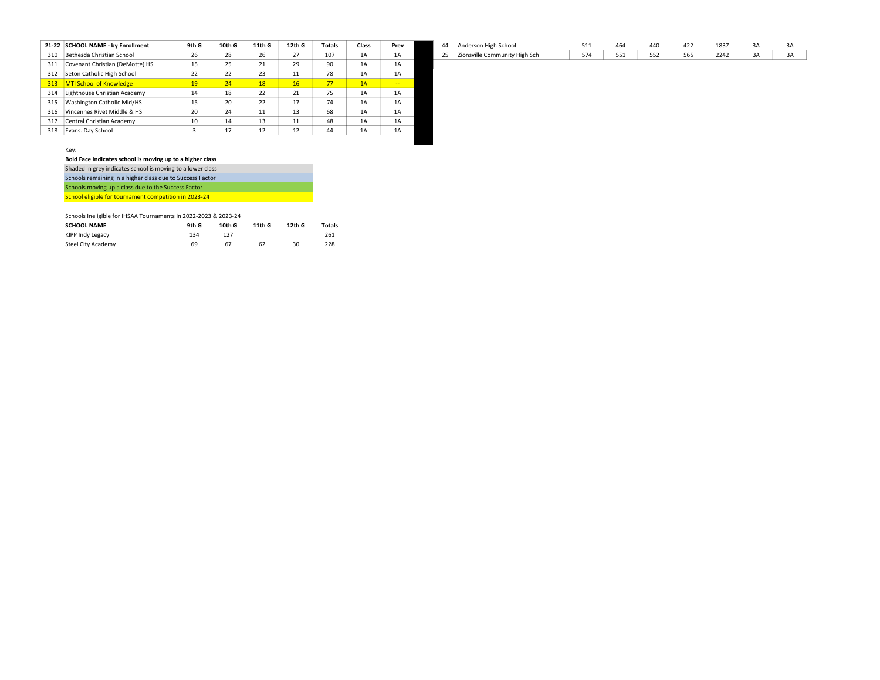| 21-22 | SCHOOL NAME - by Enrollment | 9th G | 10th G | 11th G | 12th G | Totals | Class | Prev |
|---|---|---|---|---|---|---|---|---|
| 310 | Bethesda Christian School | 26 | 28 | 26 | 27 | 107 | 1A | 1A |
| 311 | Covenant Christian (DeMotte) HS | 15 | 25 | 21 | 29 | 90 | 1A | 1A |
| 312 | Seton Catholic High School | 22 | 22 | 23 | 11 | 78 | 1A | 1A |
| 313 | MTI School of Knowledge | 19 | 24 | 18 | 16 | 77 | 1A | -- |
| 314 | Lighthouse Christian Academy | 14 | 18 | 22 | 21 | 75 | 1A | 1A |
| 315 | Washington Catholic Mid/HS | 15 | 20 | 22 | 17 | 74 | 1A | 1A |
| 316 | Vincennes Rivet Middle & HS | 20 | 24 | 11 | 13 | 68 | 1A | 1A |
| 317 | Central Christian Academy | 10 | 14 | 13 | 11 | 48 | 1A | 1A |
| 318 | Evans. Day School | 3 | 17 | 12 | 12 | 44 | 1A | 1A |

| | | | | | | | | |
|---|---|---|---|---|---|---|---|---|
| 44 | Anderson High School | 511 | 464 | 440 | 422 | 1837 | 3A | 3A |
| 25 | Zionsville Community High Sch | 574 | 551 | 552 | 565 | 2242 | 3A | 3A |

Key:

**Bold Face indicates school is moving up to a higher class**

Shaded in grey indicates school is moving to a lower class

Schools remaining in a higher class due to Success Factor

Schools moving up a class due to the Success Factor

School eligible for tournament competition in 2023-24

Schools Ineligible for IHSAA Tournaments in 2022-2023 & 2023-24

| SCHOOL NAME | 9th G | 10th G | 11th G | 12th G | Totals |
|---|---|---|---|---|---|
| KIPP Indy Legacy | 134 | 127 | | | 261 |
| Steel City Academy | 69 | 67 | 62 | 30 | 228 |